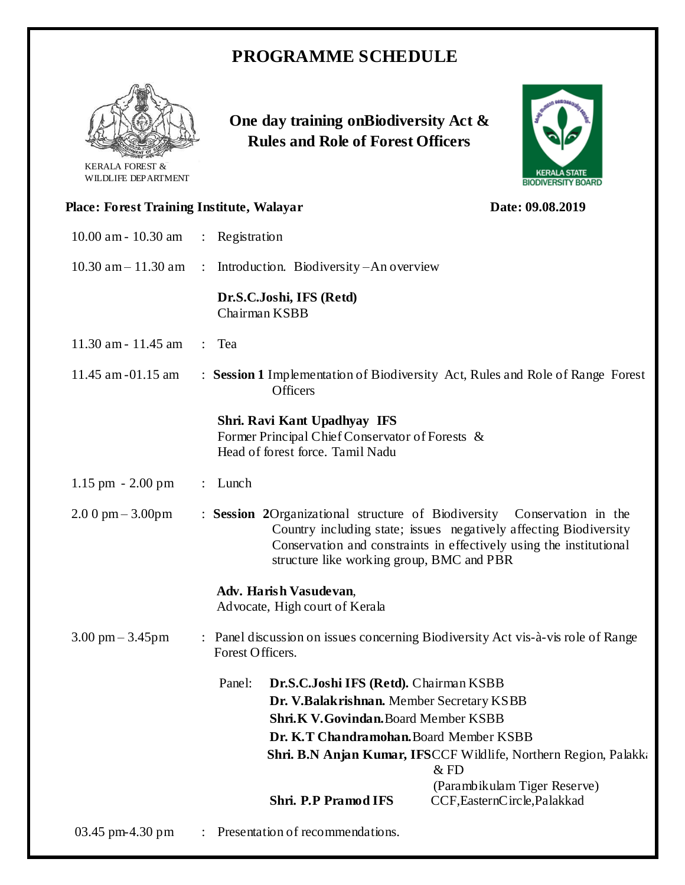# PROGRAMME SCHEDULE

KERALA FOREST & WILDLIFE DEPARTMENT

## One day training onBiodiversity Act & Rules and Role of Forest Officers

KERALA STATE BIODIVERSITY BOARD

**Place: Forest Training Institute, Walayar** **Date: 09.08.2019**

10.00 am - 10.30 am : Registration

10.30 am – 11.30 am : Introduction. Biodiversity –An overview

**Dr.S.C.Joshi, IFS (Retd)**
Chairman KSBB

11.30 am - 11.45 am : Tea

11.45 am -01.15 am : **Session 1** Implementation of Biodiversity Act, Rules and Role of Range Forest Officers

**Shri. Ravi Kant Upadhyay IFS**
Former Principal Chief Conservator of Forests & Head of forest force. Tamil Nadu

1.15 pm - 2.00 pm : Lunch

2.0 0 pm – 3.00pm : **Session 2**Organizational structure of Biodiversity Conservation in the Country including state; issues negatively affecting Biodiversity Conservation and constraints in effectively using the institutional structure like working group, BMC and PBR

**Adv. Harish Vasudevan**,
Advocate, High court of Kerala

3.00 pm – 3.45pm : Panel discussion on issues concerning Biodiversity Act vis-à-vis role of Range Forest Officers.

Panel:

- **Dr.S.C.Joshi IFS (Retd).** Chairman KSBB
- **Dr. V.Balakrishnan.** Member Secretary KSBB
- **Shri.K V.Govindan.**Board Member KSBB
- **Dr. K.T Chandramohan.**Board Member KSBB
- **Shri. B.N Anjan Kumar, IFS**CCF Wildlife, Northern Region, Palakkad & FD (Parambikulam Tiger Reserve)
- **Shri. P.P Pramod IFS** CCF,EasternCircle,Palakkad

03.45 pm-4.30 pm : Presentation of recommendations.